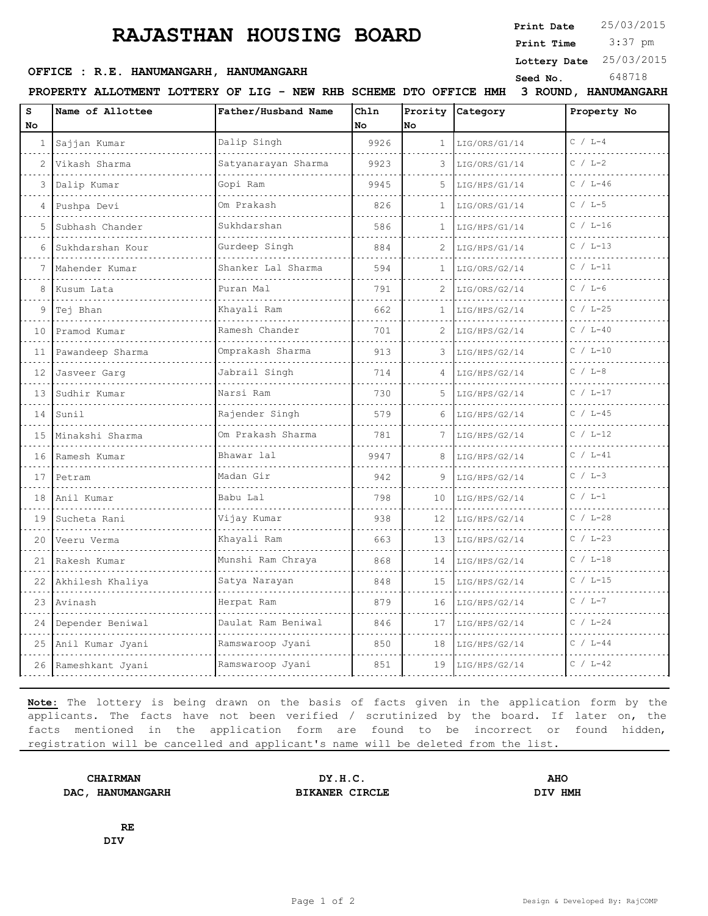# RAJASTHAN HOUSING BOARD

**Print Date** 25/03/2015
**Print Time** 3:37 pm
**Lottery Date** 25/03/2015
**Seed No.** 648718

**OFFICE : R.E. HANUMANGARH, HANUMANGARH**

**PROPERTY ALLOTMENT LOTTERY OF LIG - NEW RHB SCHEME DTO OFFICE HMH 3 ROUND, HANUMANGARH**

| S No | Name of Allottee | Father/Husband Name | Chln No | Prority No | Category | Property No |
|---|---|---|---|---|---|---|
| 1 | Sajjan Kumar | Dalip Singh | 9926 | 1 | LIG/ORS/G1/14 | C / L-4 |
| 2 | Vikash Sharma | Satyanarayan Sharma | 9923 | 3 | LIG/ORS/G1/14 | C / L-2 |
| 3 | Dalip Kumar | Gopi Ram | 9945 | 5 | LIG/HPS/G1/14 | C / L-46 |
| 4 | Pushpa Devi | Om Prakash | 826 | 1 | LIG/ORS/G1/14 | C / L-5 |
| 5 | Subhash Chander | Sukhdarshan | 586 | 1 | LIG/HPS/G1/14 | C / L-16 |
| 6 | Sukhdarshan Kour | Gurdeep Singh | 884 | 2 | LIG/HPS/G1/14 | C / L-13 |
| 7 | Mahender Kumar | Shanker Lal Sharma | 594 | 1 | LIG/ORS/G2/14 | C / L-11 |
| 8 | Kusum Lata | Puran Mal | 791 | 2 | LIG/ORS/G2/14 | C / L-6 |
| 9 | Tej Bhan | Khayali Ram | 662 | 1 | LIG/HPS/G2/14 | C / L-25 |
| 10 | Pramod Kumar | Ramesh Chander | 701 | 2 | LIG/HPS/G2/14 | C / L-40 |
| 11 | Pawandeep Sharma | Omprakash Sharma | 913 | 3 | LIG/HPS/G2/14 | C / L-10 |
| 12 | Jasveer Garg | Jabrail Singh | 714 | 4 | LIG/HPS/G2/14 | C / L-8 |
| 13 | Sudhir Kumar | Narsi Ram | 730 | 5 | LIG/HPS/G2/14 | C / L-17 |
| 14 | Sunil | Rajender Singh | 579 | 6 | LIG/HPS/G2/14 | C / L-45 |
| 15 | Minakshi Sharma | Om Prakash Sharma | 781 | 7 | LIG/HPS/G2/14 | C / L-12 |
| 16 | Ramesh Kumar | Bhawar lal | 9947 | 8 | LIG/HPS/G2/14 | C / L-41 |
| 17 | Petram | Madan Gir | 942 | 9 | LIG/HPS/G2/14 | C / L-3 |
| 18 | Anil Kumar | Babu Lal | 798 | 10 | LIG/HPS/G2/14 | C / L-1 |
| 19 | Sucheta Rani | Vijay Kumar | 938 | 12 | LIG/HPS/G2/14 | C / L-28 |
| 20 | Veeru Verma | Khayali Ram | 663 | 13 | LIG/HPS/G2/14 | C / L-23 |
| 21 | Rakesh Kumar | Munshi Ram Chraya | 868 | 14 | LIG/HPS/G2/14 | C / L-18 |
| 22 | Akhilesh Khaliya | Satya Narayan | 848 | 15 | LIG/HPS/G2/14 | C / L-15 |
| 23 | Avinash | Herpat Ram | 879 | 16 | LIG/HPS/G2/14 | C / L-7 |
| 24 | Depender Beniwal | Daulat Ram Beniwal | 846 | 17 | LIG/HPS/G2/14 | C / L-24 |
| 25 | Anil Kumar Jyani | Ramswaroop Jyani | 850 | 18 | LIG/HPS/G2/14 | C / L-44 |
| 26 | Rameshkant Jyani | Ramswaroop Jyani | 851 | 19 | LIG/HPS/G2/14 | C / L-42 |

**Note:** The lottery is being drawn on the basis of facts given in the application form by the applicants. The facts have not been verified / scrutinized by the board. If later on, the facts mentioned in the application form are found to be incorrect or found hidden, registration will be cancelled and applicant's name will be deleted from the list.

**CHAIRMAN**
**DAC, HANUMANGARH**

**DY.H.C.**
**BIKANER CIRCLE**

**AHO**
**DIV HMH**

**RE**
**DIV**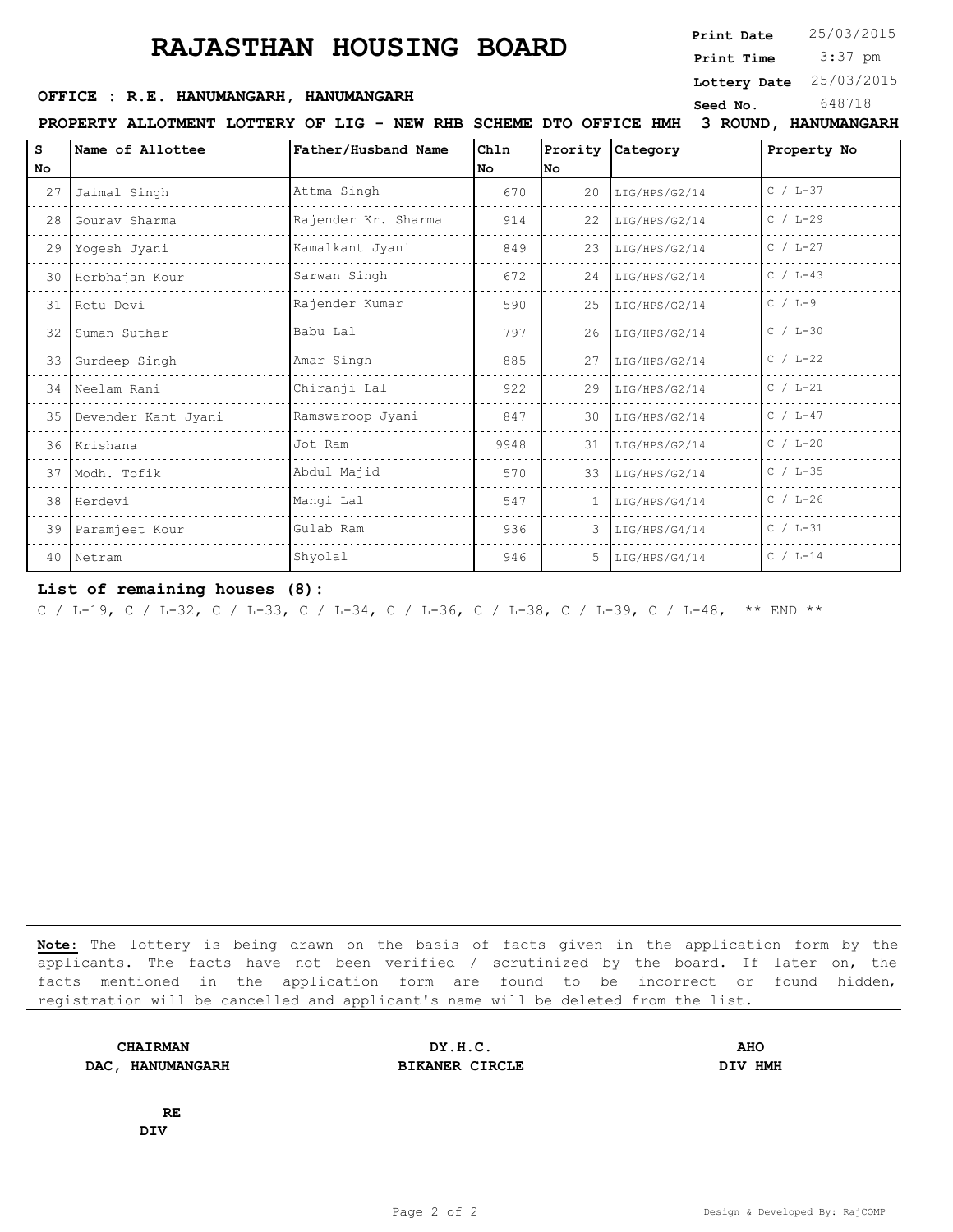# RAJASTHAN HOUSING BOARD

**Print Date** 25/03/2015
**Print Time** 3:37 pm
**Lottery Date** 25/03/2015
**Seed No.** 648718

**OFFICE : R.E. HANUMANGARH, HANUMANGARH**

**PROPERTY ALLOTMENT LOTTERY OF LIG - NEW RHB SCHEME DTO OFFICE HMH 3 ROUND, HANUMANGARH**

| S No | Name of Allottee | Father/Husband Name | Chln No | Prority No | Category | Property No |
|---|---|---|---|---|---|---|
| 27 | Jaimal Singh | Attma Singh | 670 | 20 | LIG/HPS/G2/14 | C / L-37 |
| 28 | Gourav Sharma | Rajender Kr. Sharma | 914 | 22 | LIG/HPS/G2/14 | C / L-29 |
| 29 | Yogesh Jyani | Kamalkant Jyani | 849 | 23 | LIG/HPS/G2/14 | C / L-27 |
| 30 | Herbhajan Kour | Sarwan Singh | 672 | 24 | LIG/HPS/G2/14 | C / L-43 |
| 31 | Retu Devi | Rajender Kumar | 590 | 25 | LIG/HPS/G2/14 | C / L-9 |
| 32 | Suman Suthar | Babu Lal | 797 | 26 | LIG/HPS/G2/14 | C / L-30 |
| 33 | Gurdeep Singh | Amar Singh | 885 | 27 | LIG/HPS/G2/14 | C / L-22 |
| 34 | Neelam Rani | Chiranji Lal | 922 | 29 | LIG/HPS/G2/14 | C / L-21 |
| 35 | Devender Kant Jyani | Ramswaroop Jyani | 847 | 30 | LIG/HPS/G2/14 | C / L-47 |
| 36 | Krishana | Jot Ram | 9948 | 31 | LIG/HPS/G2/14 | C / L-20 |
| 37 | Modh. Tofik | Abdul Majid | 570 | 33 | LIG/HPS/G2/14 | C / L-35 |
| 38 | Herdevi | Mangi Lal | 547 | 1 | LIG/HPS/G4/14 | C / L-26 |
| 39 | Paramjeet Kour | Gulab Ram | 936 | 3 | LIG/HPS/G4/14 | C / L-31 |
| 40 | Netram | Shyolal | 946 | 5 | LIG/HPS/G4/14 | C / L-14 |

**List of remaining houses (8):**

C / L-19, C / L-32, C / L-33, C / L-34, C / L-36, C / L-38, C / L-39, C / L-48, ** END **

**Note:** The lottery is being drawn on the basis of facts given in the application form by the applicants. The facts have not been verified / scrutinized by the board. If later on, the facts mentioned in the application form are found to be incorrect or found hidden, registration will be cancelled and applicant's name will be deleted from the list.

**CHAIRMAN**
**DAC, HANUMANGARH**

**DY.H.C.**
**BIKANER CIRCLE**

**AHO**
**DIV HMH**

**RE**
**DIV**

Design & Developed By: RajCOMP